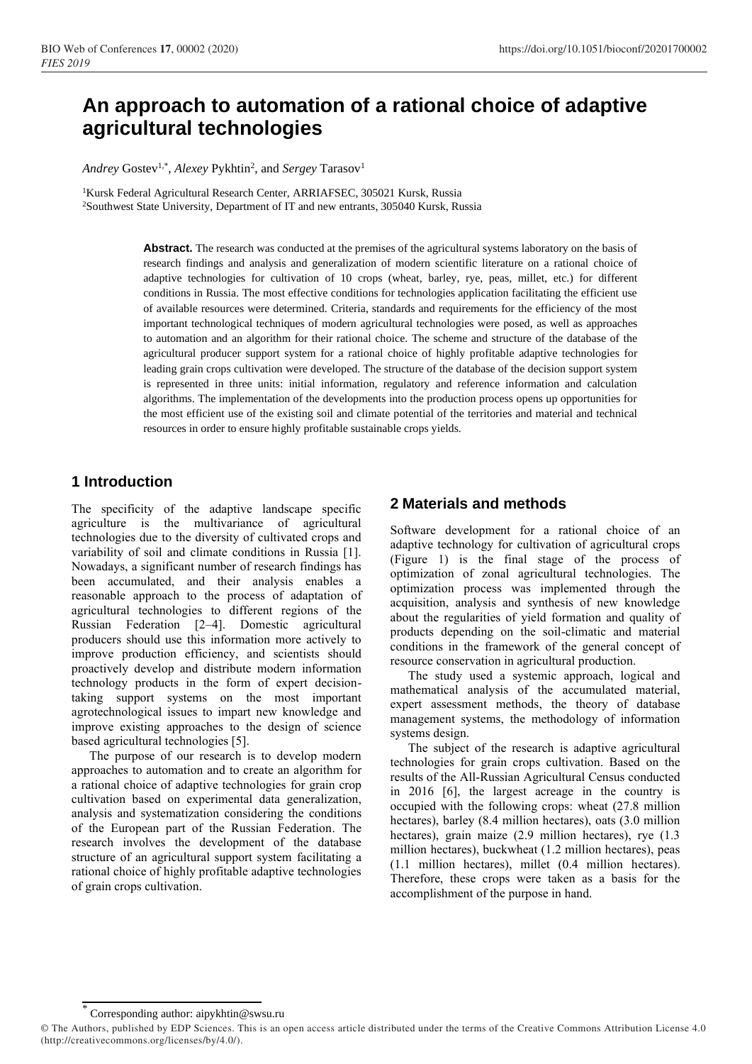# An approach to automation of a rational choice of adaptive agricultural technologies

*Andrey* Gostev[1,*], *Alexey* Pykhtin[2], and *Sergey* Tarasov[1]

[1]Kursk Federal Agricultural Research Center, ARRIAFSEC, 305021 Kursk, Russia
[2]Southwest State University, Department of IT and new entrants, 305040 Kursk, Russia

**Abstract.** The research was conducted at the premises of the agricultural systems laboratory on the basis of research findings and analysis and generalization of modern scientific literature on a rational choice of adaptive technologies for cultivation of 10 crops (wheat, barley, rye, peas, millet, etc.) for different conditions in Russia. The most effective conditions for technologies application facilitating the efficient use of available resources were determined. Criteria, standards and requirements for the efficiency of the most important technological techniques of modern agricultural technologies were posed, as well as approaches to automation and an algorithm for their rational choice. The scheme and structure of the database of the agricultural producer support system for a rational choice of highly profitable adaptive technologies for leading grain crops cultivation were developed. The structure of the database of the decision support system is represented in three units: initial information, regulatory and reference information and calculation algorithms. The implementation of the developments into the production process opens up opportunities for the most efficient use of the existing soil and climate potential of the territories and material and technical resources in order to ensure highly profitable sustainable crops yields.

## 1 Introduction

The specificity of the adaptive landscape specific agriculture is the multivariance of agricultural technologies due to the diversity of cultivated crops and variability of soil and climate conditions in Russia [1]. Nowadays, a significant number of research findings has been accumulated, and their analysis enables a reasonable approach to the process of adaptation of agricultural technologies to different regions of the Russian Federation [2–4]. Domestic agricultural producers should use this information more actively to improve production efficiency, and scientists should proactively develop and distribute modern information technology products in the form of expert decision-taking support systems on the most important agrotechnological issues to impart new knowledge and improve existing approaches to the design of science based agricultural technologies [5].

The purpose of our research is to develop modern approaches to automation and to create an algorithm for a rational choice of adaptive technologies for grain crop cultivation based on experimental data generalization, analysis and systematization considering the conditions of the European part of the Russian Federation. The research involves the development of the database structure of an agricultural support system facilitating a rational choice of highly profitable adaptive technologies of grain crops cultivation.

## 2 Materials and methods

Software development for a rational choice of an adaptive technology for cultivation of agricultural crops (Figure 1) is the final stage of the process of optimization of zonal agricultural technologies. The optimization process was implemented through the acquisition, analysis and synthesis of new knowledge about the regularities of yield formation and quality of products depending on the soil-climatic and material conditions in the framework of the general concept of resource conservation in agricultural production.

The study used a systemic approach, logical and mathematical analysis of the accumulated material, expert assessment methods, the theory of database management systems, the methodology of information systems design.

The subject of the research is adaptive agricultural technologies for grain crops cultivation. Based on the results of the All-Russian Agricultural Census conducted in 2016 [6], the largest acreage in the country is occupied with the following crops: wheat (27.8 million hectares), barley (8.4 million hectares), oats (3.0 million hectares), grain maize (2.9 million hectares), rye (1.3 million hectares), buckwheat (1.2 million hectares), peas (1.1 million hectares), millet (0.4 million hectares). Therefore, these crops were taken as a basis for the accomplishment of the purpose in hand.

* Corresponding author: aipykhtin@swsu.ru

© The Authors, published by EDP Sciences. This is an open access article distributed under the terms of the Creative Commons Attribution License 4.0 (http://creativecommons.org/licenses/by/4.0/).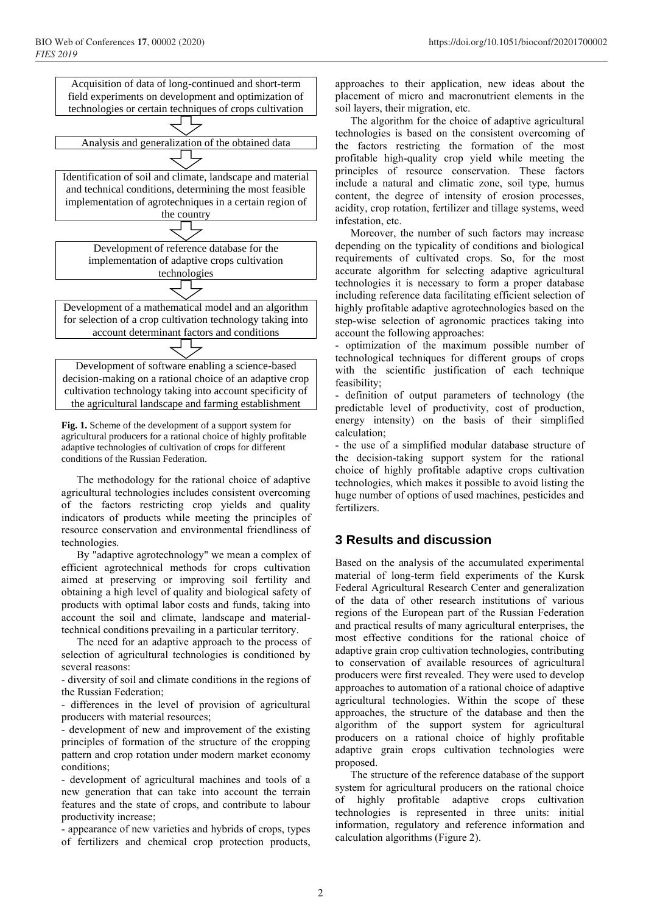Acquisition of data of long-continued and short-term field experiments on development and optimization of technologies or certain techniques of crops cultivation

Analysis and generalization of the obtained data

Identification of soil and climate, landscape and material and technical conditions, determining the most feasible implementation of agrotechniques in a certain region of the country

Development of reference database for the implementation of adaptive crops cultivation technologies

Development of a mathematical model and an algorithm for selection of a crop cultivation technology taking into account determinant factors and conditions

Development of software enabling a science-based decision-making on a rational choice of an adaptive crop cultivation technology taking into account specificity of the agricultural landscape and farming establishment

**Fig. 1.** Scheme of the development of a support system for agricultural producers for a rational choice of highly profitable adaptive technologies of cultivation of crops for different conditions of the Russian Federation.

The methodology for the rational choice of adaptive agricultural technologies includes consistent overcoming of the factors restricting crop yields and quality indicators of products while meeting the principles of resource conservation and environmental friendliness of technologies.

By "adaptive agrotechnology" we mean a complex of efficient agrotechnical methods for crops cultivation aimed at preserving or improving soil fertility and obtaining a high level of quality and biological safety of products with optimal labor costs and funds, taking into account the soil and climate, landscape and material-technical conditions prevailing in a particular territory.

The need for an adaptive approach to the process of selection of agricultural technologies is conditioned by several reasons:

- diversity of soil and climate conditions in the regions of the Russian Federation;
- differences in the level of provision of agricultural producers with material resources;
- development of new and improvement of the existing principles of formation of the structure of the cropping pattern and crop rotation under modern market economy conditions;
- development of agricultural machines and tools of a new generation that can take into account the terrain features and the state of crops, and contribute to labour productivity increase;
- appearance of new varieties and hybrids of crops, types of fertilizers and chemical crop protection products, approaches to their application, new ideas about the placement of micro and macronutrient elements in the soil layers, their migration, etc.

The algorithm for the choice of adaptive agricultural technologies is based on the consistent overcoming of the factors restricting the formation of the most profitable high-quality crop yield while meeting the principles of resource conservation. These factors include a natural and climatic zone, soil type, humus content, the degree of intensity of erosion processes, acidity, crop rotation, fertilizer and tillage systems, weed infestation, etc.

Moreover, the number of such factors may increase depending on the typicality of conditions and biological requirements of cultivated crops. So, for the most accurate algorithm for selecting adaptive agricultural technologies it is necessary to form a proper database including reference data facilitating efficient selection of highly profitable adaptive agrotechnologies based on the step-wise selection of agronomic practices taking into account the following approaches:

- optimization of the maximum possible number of technological techniques for different groups of crops with the scientific justification of each technique feasibility;
- definition of output parameters of technology (the predictable level of productivity, cost of production, energy intensity) on the basis of their simplified calculation;
- the use of a simplified modular database structure of the decision-taking support system for the rational choice of highly profitable adaptive crops cultivation technologies, which makes it possible to avoid listing the huge number of options of used machines, pesticides and fertilizers.

## 3 Results and discussion

Based on the analysis of the accumulated experimental material of long-term field experiments of the Kursk Federal Agricultural Research Center and generalization of the data of other research institutions of various regions of the European part of the Russian Federation and practical results of many agricultural enterprises, the most effective conditions for the rational choice of adaptive grain crop cultivation technologies, contributing to conservation of available resources of agricultural producers were first revealed. They were used to develop approaches to automation of a rational choice of adaptive agricultural technologies. Within the scope of these approaches, the structure of the database and then the algorithm of the support system for agricultural producers on a rational choice of highly profitable adaptive grain crops cultivation technologies were proposed.

The structure of the reference database of the support system for agricultural producers on the rational choice of highly profitable adaptive crops cultivation technologies is represented in three units: initial information, regulatory and reference information and calculation algorithms (Figure 2).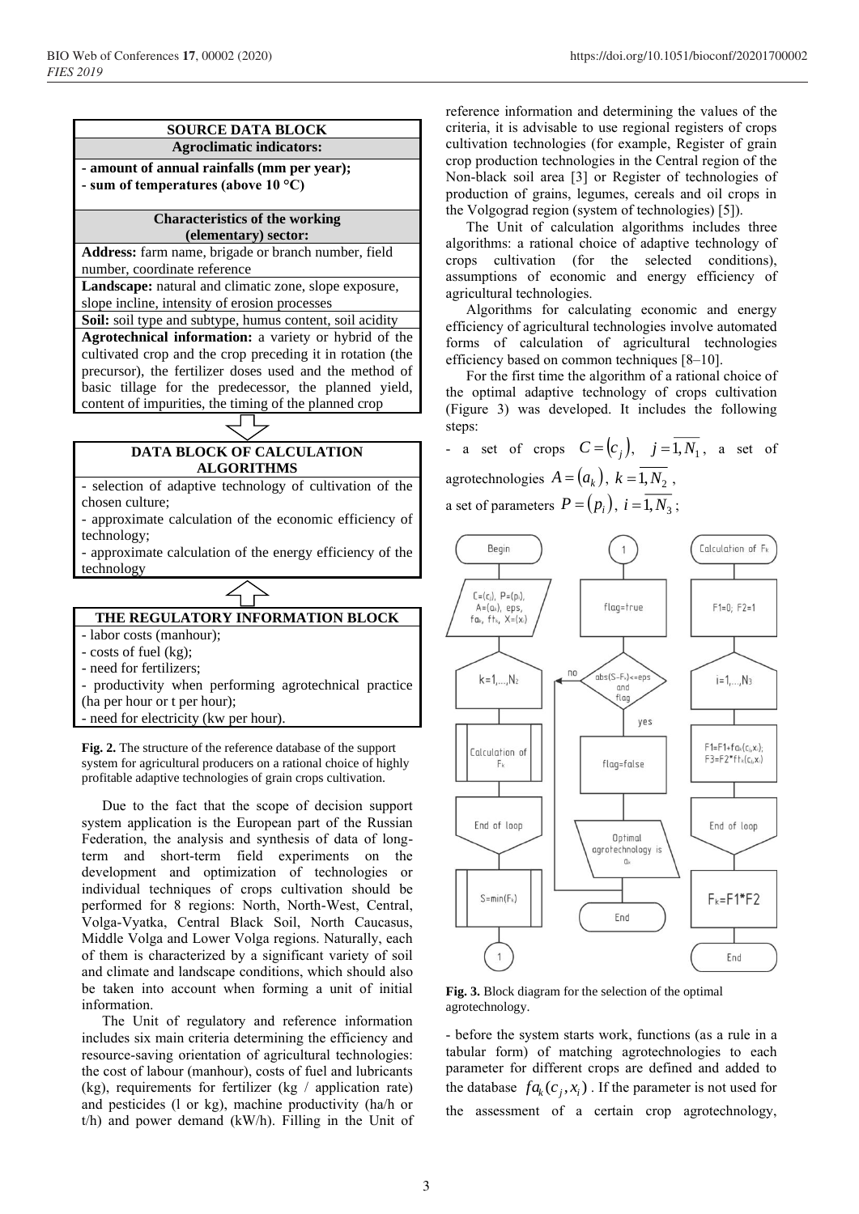**SOURCE DATA BLOCK**

**Agroclimatic indicators:**

- **amount of annual rainfalls (mm per year);**
- **sum of temperatures (above 10 °C)**

**Characteristics of the working (elementary) sector:**

**Address:** farm name, brigade or branch number, field number, coordinate reference

**Landscape:** natural and climatic zone, slope exposure, slope incline, intensity of erosion processes

**Soil:** soil type and subtype, humus content, soil acidity

**Agrotechnical information:** a variety or hybrid of the cultivated crop and the crop preceding it in rotation (the precursor), the fertilizer doses used and the method of basic tillage for the predecessor, the planned yield, content of impurities, the timing of the planned crop

**DATA BLOCK OF CALCULATION ALGORITHMS**

- selection of adaptive technology of cultivation of the chosen culture;
- approximate calculation of the economic efficiency of technology;
- approximate calculation of the energy efficiency of the technology

**THE REGULATORY INFORMATION BLOCK**

- labor costs (manhour);
- costs of fuel (kg);
- need for fertilizers;
- productivity when performing agrotechnical practice (ha per hour or t per hour);
- need for electricity (kw per hour).

**Fig. 2.** The structure of the reference database of the support system for agricultural producers on a rational choice of highly profitable adaptive technologies of grain crops cultivation.

Due to the fact that the scope of decision support system application is the European part of the Russian Federation, the analysis and synthesis of data of long-term and short-term field experiments on the development and optimization of technologies or individual techniques of crops cultivation should be performed for 8 regions: North, North-West, Central, Volga-Vyatka, Central Black Soil, North Caucasus, Middle Volga and Lower Volga regions. Naturally, each of them is characterized by a significant variety of soil and climate and landscape conditions, which should also be taken into account when forming a unit of initial information.

The Unit of regulatory and reference information includes six main criteria determining the efficiency and resource-saving orientation of agricultural technologies: the cost of labour (manhour), costs of fuel and lubricants (kg), requirements for fertilizer (kg / application rate) and pesticides (l or kg), machine productivity (ha/h or t/h) and power demand (kW/h). Filling in the Unit of reference information and determining the values of the criteria, it is advisable to use regional registers of crops cultivation technologies (for example, Register of grain crop production technologies in the Central region of the Non-black soil area [3] or Register of technologies of production of grains, legumes, cereals and oil crops in the Volgograd region (system of technologies) [5]).

The Unit of calculation algorithms includes three algorithms: a rational choice of adaptive technology of crops cultivation (for the selected conditions), assumptions of economic and energy efficiency of agricultural technologies.

Algorithms for calculating economic and energy efficiency of agricultural technologies involve automated forms of calculation of agricultural technologies efficiency based on common techniques [8–10].

For the first time the algorithm of a rational choice of the optimal adaptive technology of crops cultivation (Figure 3) was developed. It includes the following steps:

- a set of crops $C=(c_j),\quad j=\overline{1,N_1}$, a set of agrotechnologies $A=(a_k),\ k=\overline{1,N_2}$, a set of parameters $P=(p_i),\ i=\overline{1,N_3}$;

```
Begin
  Input: C=(c_j), P=(p_i), A=(a_k), eps, fa_k, ft_k, X=(x_i)
  k=1,...,N2
    Calculation of F_k
  End of loop
  S=min(F_k)
  (1)

(1)
  flag=true
  loop: abs(S-F_k)<=eps and flag ?
    no  -> back to check
    yes -> flag=false
           Optimal agrotechnology is a_k
  End

Calculation of F_k
  F1=0; F2=1
  i=1,...,N3
    F1=F1+fa_k(c_j,x_i);
    F3=F2*ft_k(c_j,x_i)
  End of loop
  F_k=F1*F2
  End
```

**Fig. 3.** Block diagram for the selection of the optimal agrotechnology.

- before the system starts work, functions (as a rule in a tabular form) of matching agrotechnologies to each parameter for different crops are defined and added to the database $fa_k(c_j,x_i)$. If the parameter is not used for the assessment of a certain crop agrotechnology,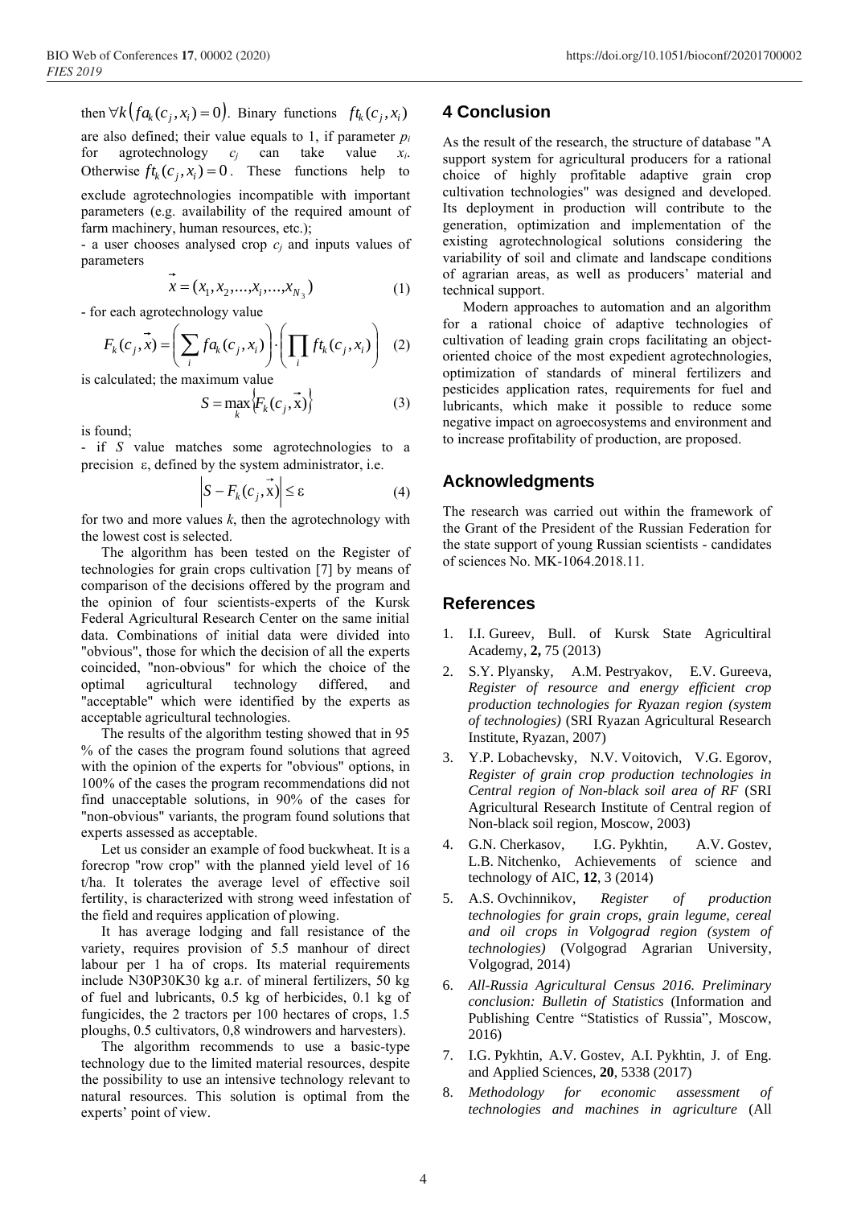then $\forall k\left(fa_k(c_j, x_i) = 0\right)$. Binary functions $ft_k(c_j, x_i)$ are also defined; their value equals to 1, if parameter $p_i$ for agrotechnology $c_j$ can take value $x_i$. Otherwise $ft_k(c_j, x_i) = 0$. These functions help to exclude agrotechnologies incompatible with important parameters (e.g. availability of the required amount of farm machinery, human resources, etc.);

- a user chooses analysed crop $c_j$ and inputs values of parameters

$$\vec{x} = (x_1, x_2, ..., x_i, ..., x_{N_3}) \tag{1}$$

- for each agrotechnology value

$$F_k(c_j, \vec{x}) = \left(\sum_i fa_k(c_j, x_i)\right) \cdot \left(\prod_i ft_k(c_j, x_i)\right) \tag{2}$$

is calculated; the maximum value

$$S = \max_k \{F_k(c_j, \vec{x})\} \tag{3}$$

is found;

- if $S$ value matches some agrotechnologies to a precision $\varepsilon$, defined by the system administrator, i.e.

$$\left|S - F_k(c_j, \vec{x})\right| \leq \varepsilon \tag{4}$$

for two and more values $k$, then the agrotechnology with the lowest cost is selected.

The algorithm has been tested on the Register of technologies for grain crops cultivation [7] by means of comparison of the decisions offered by the program and the opinion of four scientists-experts of the Kursk Federal Agricultural Research Center on the same initial data. Combinations of initial data were divided into "obvious", those for which the decision of all the experts coincided, "non-obvious" for which the choice of the optimal agricultural technology differed, and "acceptable" which were identified by the experts as acceptable agricultural technologies.

The results of the algorithm testing showed that in 95 % of the cases the program found solutions that agreed with the opinion of the experts for "obvious" options, in 100% of the cases the program recommendations did not find unacceptable solutions, in 90% of the cases for "non-obvious" variants, the program found solutions that experts assessed as acceptable.

Let us consider an example of food buckwheat. It is a forecrop "row crop" with the planned yield level of 16 t/ha. It tolerates the average level of effective soil fertility, is characterized with strong weed infestation of the field and requires application of plowing.

It has average lodging and fall resistance of the variety, requires provision of 5.5 manhour of direct labour per 1 ha of crops. Its material requirements include N30P30K30 kg a.r. of mineral fertilizers, 50 kg of fuel and lubricants, 0.5 kg of herbicides, 0.1 kg of fungicides, the 2 tractors per 100 hectares of crops, 1.5 ploughs, 0.5 cultivators, 0,8 windrowers and harvesters).

The algorithm recommends to use a basic-type technology due to the limited material resources, despite the possibility to use an intensive technology relevant to natural resources. This solution is optimal from the experts' point of view.

## 4 Conclusion

As the result of the research, the structure of database "A support system for agricultural producers for a rational choice of highly profitable adaptive grain crop cultivation technologies" was designed and developed. Its deployment in production will contribute to the generation, optimization and implementation of the existing agrotechnological solutions considering the variability of soil and climate and landscape conditions of agrarian areas, as well as producers' material and technical support.

Modern approaches to automation and an algorithm for a rational choice of adaptive technologies of cultivation of leading grain crops facilitating an object-oriented choice of the most expedient agrotechnologies, optimization of standards of mineral fertilizers and pesticides application rates, requirements for fuel and lubricants, which make it possible to reduce some negative impact on agroecosystems and environment and to increase profitability of production, are proposed.

## Acknowledgments

The research was carried out within the framework of the Grant of the President of the Russian Federation for the state support of young Russian scientists - candidates of sciences No. MK-1064.2018.11.

## References

1. I.I. Gureev, Bull. of Kursk State Agricultiral Academy, **2,** 75 (2013)
2. S.Y. Plyansky, A.M. Pestryakov, E.V. Gureeva, *Register of resource and energy efficient crop production technologies for Ryazan region (system of technologies)* (SRI Ryazan Agricultural Research Institute, Ryazan, 2007)
3. Y.P. Lobachevsky, N.V. Voitovich, V.G. Egorov, *Register of grain crop production technologies in Central region of Non-black soil area of RF* (SRI Agricultural Research Institute of Central region of Non-black soil region, Moscow, 2003)
4. G.N. Cherkasov, I.G. Pykhtin, A.V. Gostev, L.B. Nitchenko, Achievements of science and technology of AIC, **12**, 3 (2014)
5. A.S. Ovchinnikov, *Register of production technologies for grain crops, grain legume, cereal and oil crops in Volgograd region (system of technologies)* (Volgograd Agrarian University, Volgograd, 2014)
6. *All-Russia Agricultural Census 2016. Preliminary conclusion: Bulletin of Statistics* (Information and Publishing Centre "Statistics of Russia", Moscow, 2016)
7. I.G. Pykhtin, A.V. Gostev, A.I. Pykhtin, J. of Eng. and Applied Sciences, **20**, 5338 (2017)
8. *Methodology for economic assessment of technologies and machines in agriculture* (All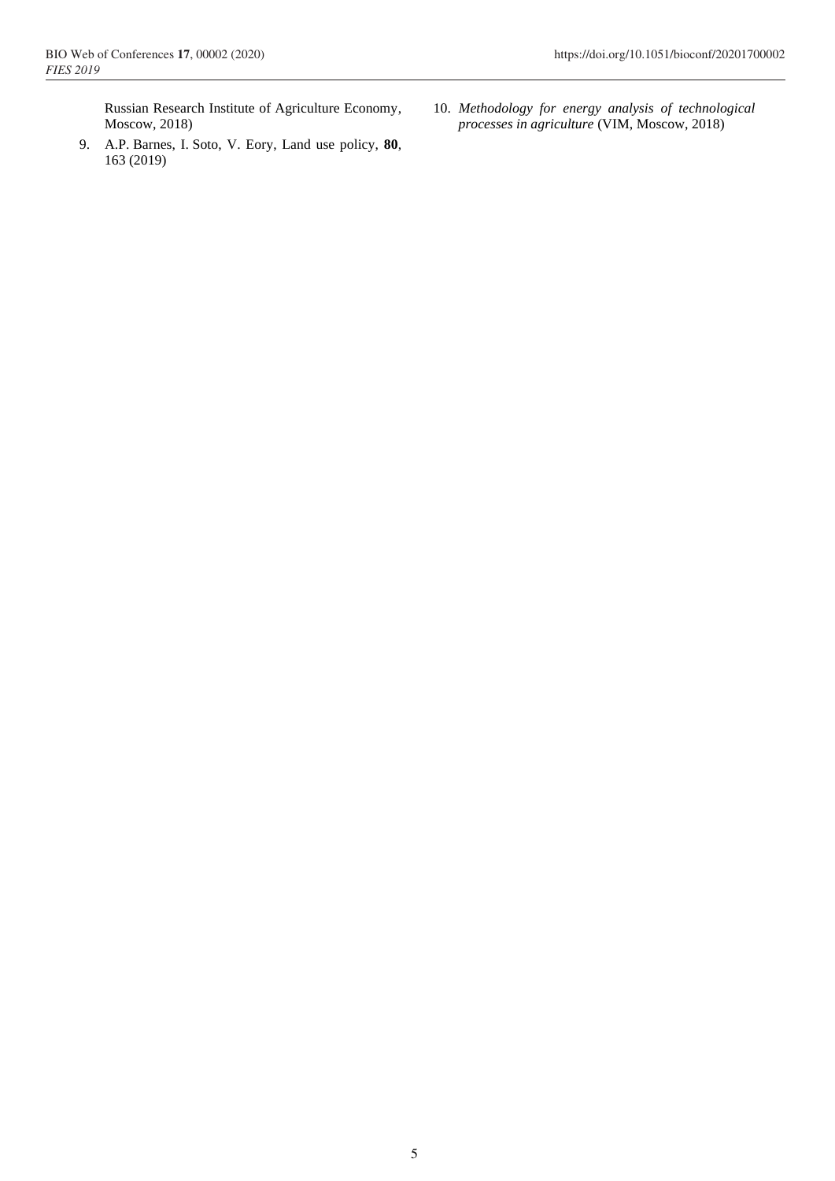Russian Research Institute of Agriculture Economy, Moscow, 2018)

9. A.P. Barnes, I. Soto, V. Eory, Land use policy, **80**, 163 (2019)
10. *Methodology for energy analysis of technological processes in agriculture* (VIM, Moscow, 2018)